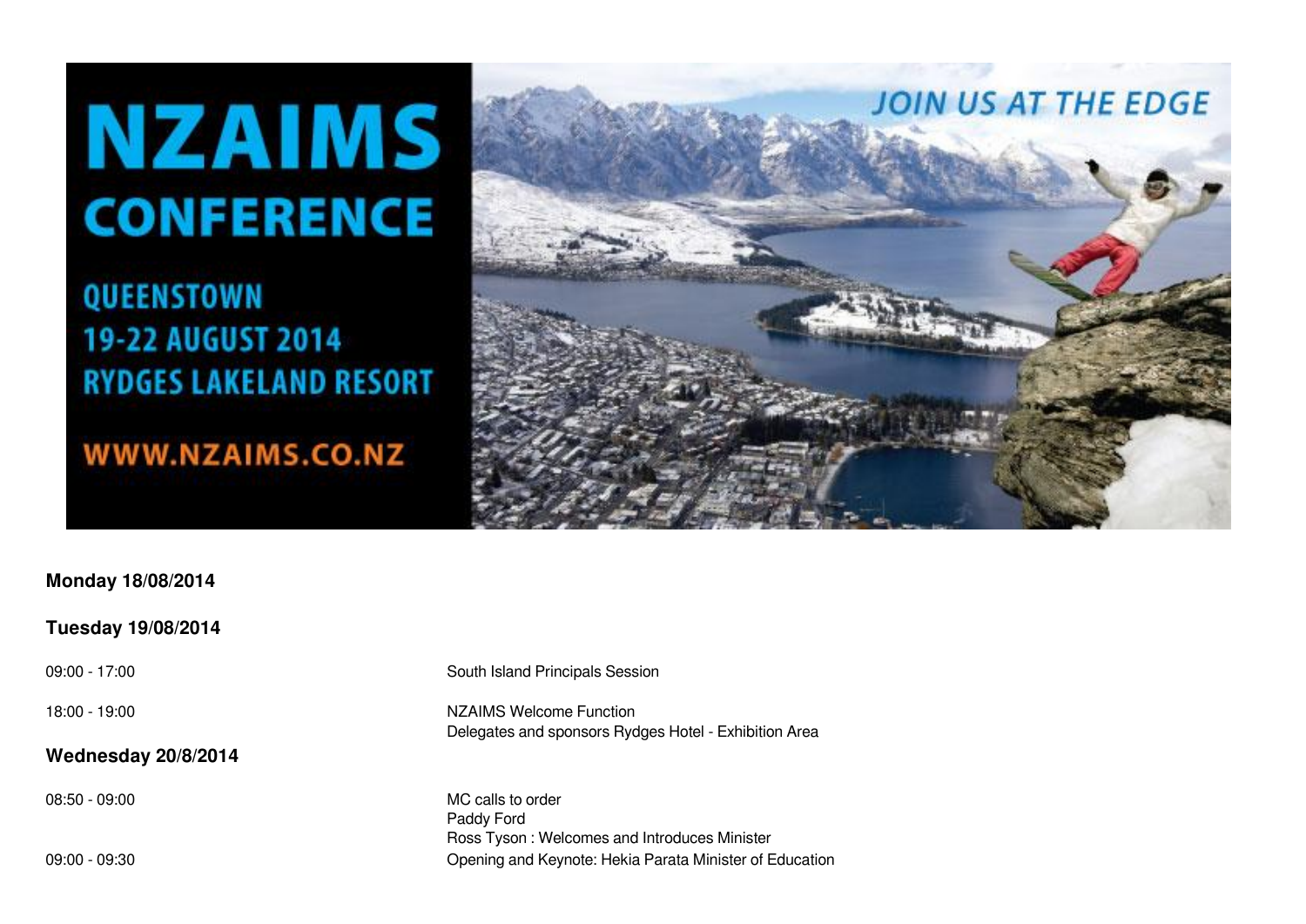# NZAIMS CONFERENCE

QUEENSTOWN
19-22 AUGUST 2014
RYDGES LAKELAND RESORT

WWW.NZAIMS.CO.NZ

JOIN US AT THE EDGE

**Monday 18/08/2014**

**Tuesday 19/08/2014**

| | |
|---|---|
| 09:00 - 17:00 | South Island Principals Session |
| 18:00 - 19:00 | NZAIMS Welcome Function<br>Delegates and sponsors Rydges Hotel - Exhibition Area |

**Wednesday 20/8/2014**

| | |
|---|---|
| 08:50 - 09:00 | MC calls to order<br>Paddy Ford<br>Ross Tyson : Welcomes and Introduces Minister |
| 09:00 - 09:30 | Opening and Keynote: Hekia Parata Minister of Education |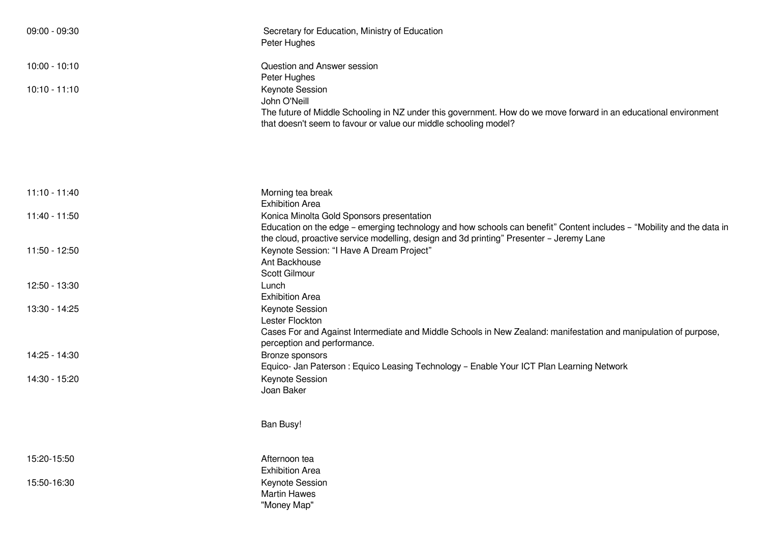| | |
|---|---|
| 09:00 - 09:30 | Secretary for Education, Ministry of Education<br>Peter Hughes |
| 10:00 - 10:10 | Question and Answer session<br>Peter Hughes |
| 10:10 - 11:10 | Keynote Session<br>John O'Neill<br>The future of Middle Schooling in NZ under this government. How do we move forward in an educational environment that doesn't seem to favour or value our middle schooling model? |
| 11:10 - 11:40 | Morning tea break<br>Exhibition Area |
| 11:40 - 11:50 | Konica Minolta Gold Sponsors presentation<br>Education on the edge – emerging technology and how schools can benefit” Content includes – “Mobility and the data in the cloud, proactive service modelling, design and 3d printing” Presenter – Jeremy Lane |
| 11:50 - 12:50 | Keynote Session: “I Have A Dream Project”<br>Ant Backhouse<br>Scott Gilmour |
| 12:50 - 13:30 | Lunch<br>Exhibition Area |
| 13:30 - 14:25 | Keynote Session<br>Lester Flockton<br>Cases For and Against Intermediate and Middle Schools in New Zealand: manifestation and manipulation of purpose, perception and performance. |
| 14:25 - 14:30 | Bronze sponsors<br>Equico- Jan Paterson : Equico Leasing Technology – Enable Your ICT Plan Learning Network |
| 14:30 - 15:20 | Keynote Session<br>Joan Baker<br>Ban Busy! |
| 15:20-15:50 | Afternoon tea<br>Exhibition Area |
| 15:50-16:30 | Keynote Session<br>Martin Hawes<br>"Money Map" |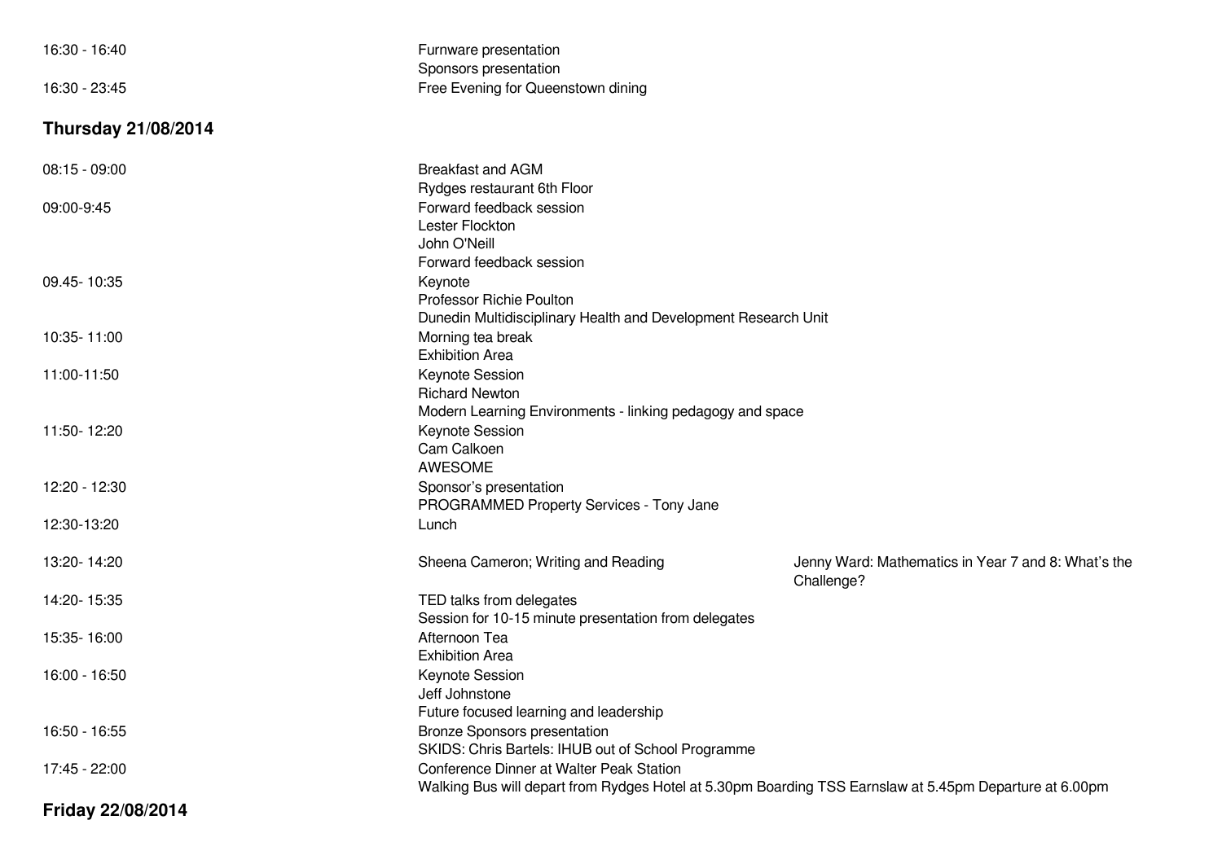| | | |
|---|---|---|
| 16:30 - 16:40 | Furnware presentation<br>Sponsors presentation | |
| 16:30 - 23:45 | Free Evening for Queenstown dining | |

## Thursday 21/08/2014

| | | |
|---|---|---|
| 08:15 - 09:00 | Breakfast and AGM<br>Rydges restaurant 6th Floor | |
| 09:00-9:45 | Forward feedback session<br>Lester Flockton<br>John O'Neill<br>Forward feedback session | |
| 09.45- 10:35 | Keynote<br>Professor Richie Poulton<br>Dunedin Multidisciplinary Health and Development Research Unit | |
| 10:35- 11:00 | Morning tea break<br>Exhibition Area | |
| 11:00-11:50 | Keynote Session<br>Richard Newton<br>Modern Learning Environments - linking pedagogy and space | |
| 11:50- 12:20 | Keynote Session<br>Cam Calkoen<br>AWESOME | |
| 12:20 - 12:30 | Sponsor's presentation<br>PROGRAMMED Property Services - Tony Jane | |
| 12:30-13:20 | Lunch | |
| 13:20- 14:20 | Sheena Cameron; Writing and Reading | Jenny Ward: Mathematics in Year 7 and 8: What's the Challenge? |
| 14:20- 15:35 | TED talks from delegates<br>Session for 10-15 minute presentation from delegates | |
| 15:35- 16:00 | Afternoon Tea<br>Exhibition Area | |
| 16:00 - 16:50 | Keynote Session<br>Jeff Johnstone<br>Future focused learning and leadership | |
| 16:50 - 16:55 | Bronze Sponsors presentation<br>SKIDS: Chris Bartels: IHUB out of School Programme | |
| 17:45 - 22:00 | Conference Dinner at Walter Peak Station<br>Walking Bus will depart from Rydges Hotel at 5.30pm Boarding TSS Earnslaw at 5.45pm Departure at 6.00pm | |

## Friday 22/08/2014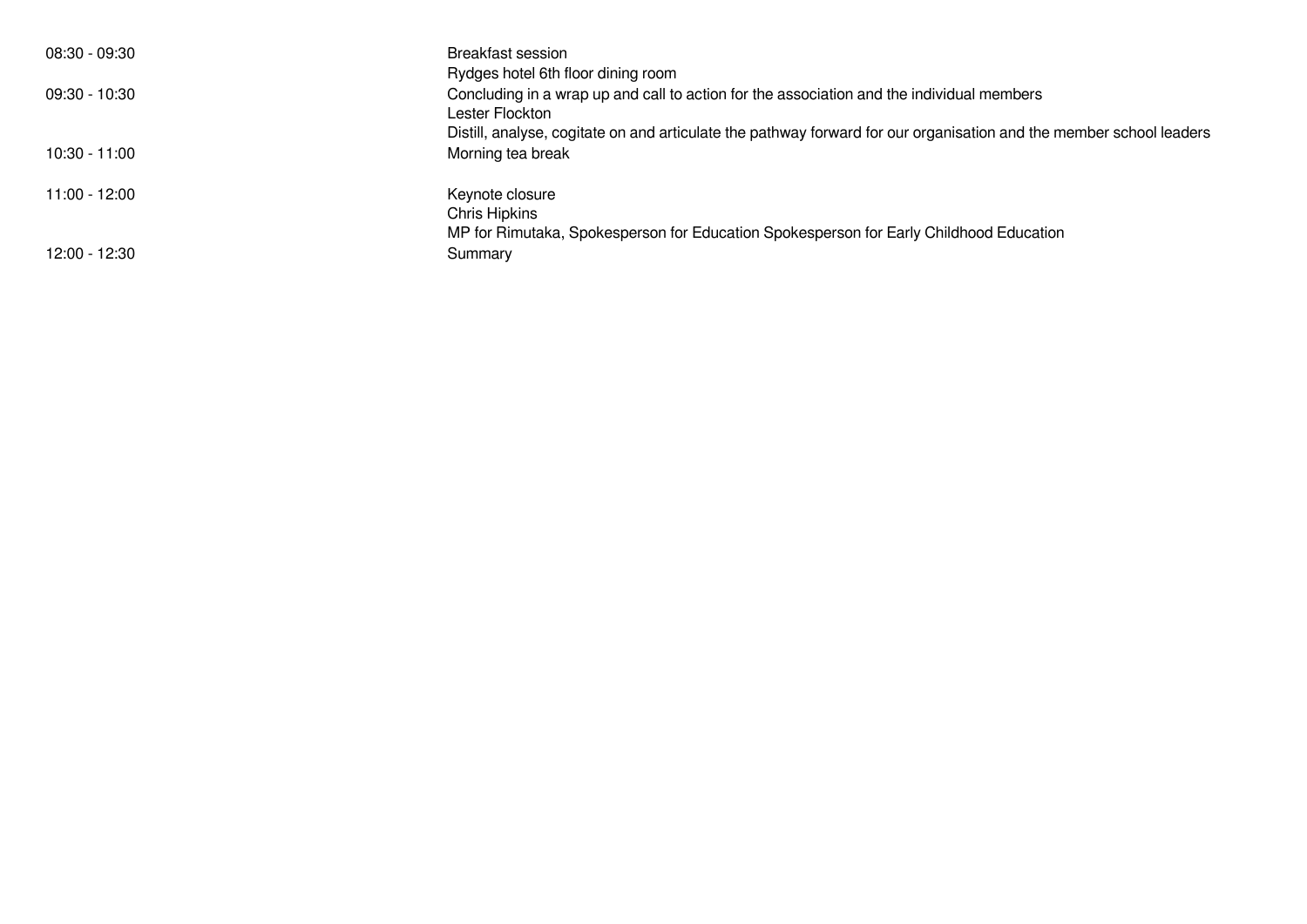| | |
|---|---|
| 08:30 - 09:30 | Breakfast session<br>Rydges hotel 6th floor dining room |
| 09:30 - 10:30 | Concluding in a wrap up and call to action for the association and the individual members<br>Lester Flockton<br>Distill, analyse, cogitate on and articulate the pathway forward for our organisation and the member school leaders |
| 10:30 - 11:00 | Morning tea break |
| 11:00 - 12:00 | Keynote closure<br>Chris Hipkins<br>MP for Rimutaka, Spokesperson for Education Spokesperson for Early Childhood Education |
| 12:00 - 12:30 | Summary |